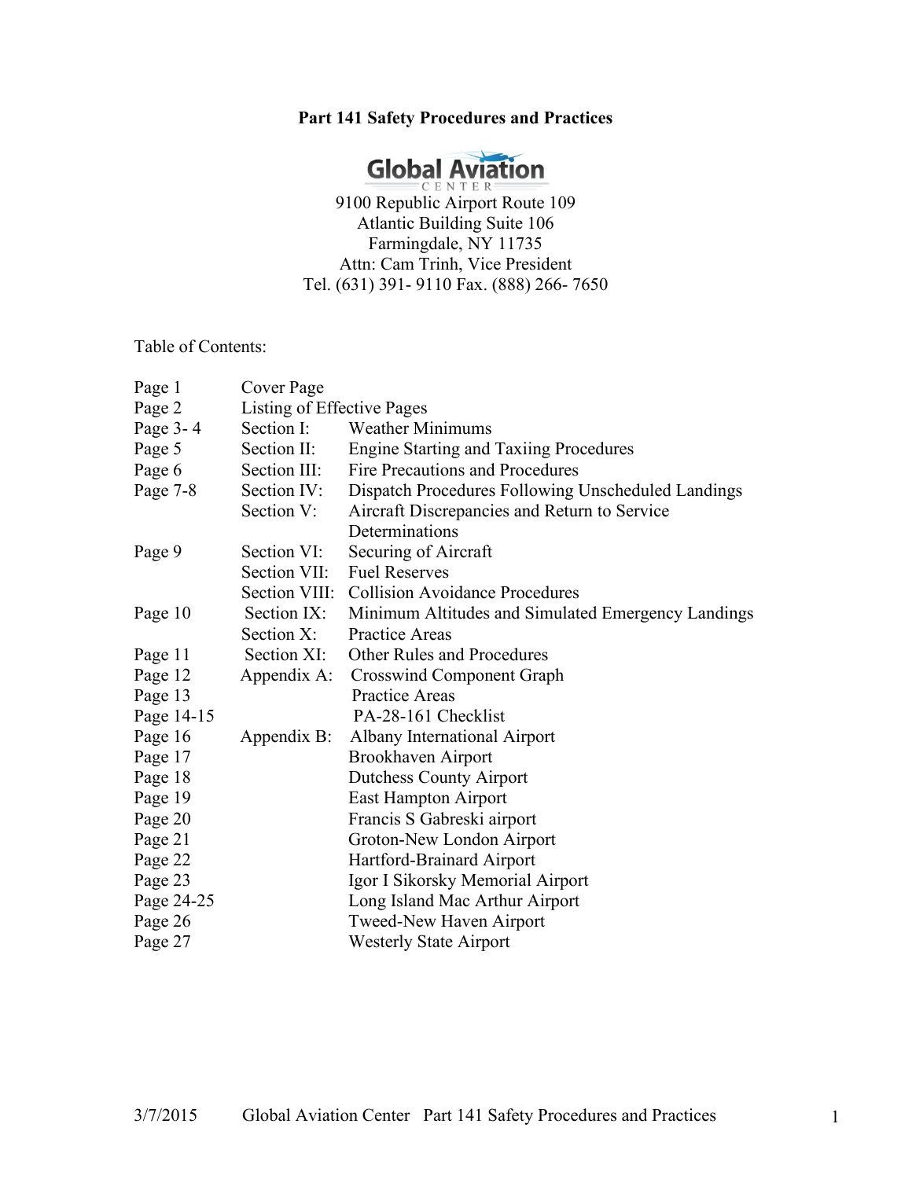# Part 141 Safety Procedures and Practices

Global Aviation Center

9100 Republic Airport Route 109
Atlantic Building Suite 106
Farmingdale, NY 11735
Attn: Cam Trinh, Vice President
Tel. (631) 391- 9110 Fax. (888) 266- 7650

Table of Contents:

| | | |
|---|---|---|
| Page 1 | Cover Page | |
| Page 2 | Listing of Effective Pages | |
| Page 3- 4 | Section I: | Weather Minimums |
| Page 5 | Section II: | Engine Starting and Taxiing Procedures |
| Page 6 | Section III: | Fire Precautions and Procedures |
| Page 7-8 | Section IV: | Dispatch Procedures Following Unscheduled Landings |
| | Section V: | Aircraft Discrepancies and Return to Service Determinations |
| Page 9 | Section VI: | Securing of Aircraft |
| | Section VII: | Fuel Reserves |
| | Section VIII: | Collision Avoidance Procedures |
| Page 10 | Section IX: | Minimum Altitudes and Simulated Emergency Landings |
| | Section X: | Practice Areas |
| Page 11 | Section XI: | Other Rules and Procedures |
| Page 12 | Appendix A: | Crosswind Component Graph |
| Page 13 | | Practice Areas |
| Page 14-15 | | PA-28-161 Checklist |
| Page 16 | Appendix B: | Albany International Airport |
| Page 17 | | Brookhaven Airport |
| Page 18 | | Dutchess County Airport |
| Page 19 | | East Hampton Airport |
| Page 20 | | Francis S Gabreski airport |
| Page 21 | | Groton-New London Airport |
| Page 22 | | Hartford-Brainard Airport |
| Page 23 | | Igor I Sikorsky Memorial Airport |
| Page 24-25 | | Long Island Mac Arthur Airport |
| Page 26 | | Tweed-New Haven Airport |
| Page 27 | | Westerly State Airport |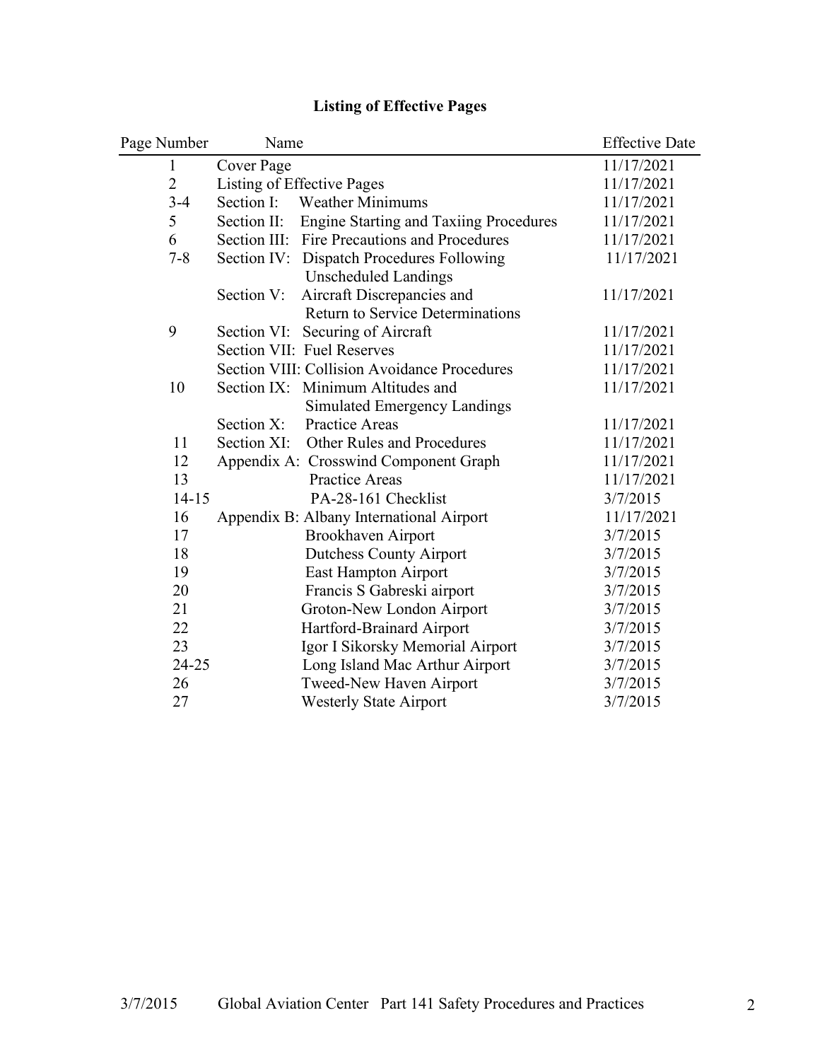# Listing of Effective Pages

| Page Number | Name | Effective Date |
|---|---|---|
| 1 | Cover Page | 11/17/2021 |
| 2 | Listing of Effective Pages | 11/17/2021 |
| 3-4 | Section I: Weather Minimums | 11/17/2021 |
| 5 | Section II: Engine Starting and Taxiing Procedures | 11/17/2021 |
| 6 | Section III: Fire Precautions and Procedures | 11/17/2021 |
| 7-8 | Section IV: Dispatch Procedures Following Unscheduled Landings | 11/17/2021 |
| | Section V: Aircraft Discrepancies and Return to Service Determinations | 11/17/2021 |
| 9 | Section VI: Securing of Aircraft | 11/17/2021 |
| | Section VII: Fuel Reserves | 11/17/2021 |
| | Section VIII: Collision Avoidance Procedures | 11/17/2021 |
| 10 | Section IX: Minimum Altitudes and Simulated Emergency Landings | 11/17/2021 |
| | Section X: Practice Areas | 11/17/2021 |
| 11 | Section XI: Other Rules and Procedures | 11/17/2021 |
| 12 | Appendix A: Crosswind Component Graph | 11/17/2021 |
| 13 | Practice Areas | 11/17/2021 |
| 14-15 | PA-28-161 Checklist | 3/7/2015 |
| 16 | Appendix B: Albany International Airport | 11/17/2021 |
| 17 | Brookhaven Airport | 3/7/2015 |
| 18 | Dutchess County Airport | 3/7/2015 |
| 19 | East Hampton Airport | 3/7/2015 |
| 20 | Francis S Gabreski airport | 3/7/2015 |
| 21 | Groton-New London Airport | 3/7/2015 |
| 22 | Hartford-Brainard Airport | 3/7/2015 |
| 23 | Igor I Sikorsky Memorial Airport | 3/7/2015 |
| 24-25 | Long Island Mac Arthur Airport | 3/7/2015 |
| 26 | Tweed-New Haven Airport | 3/7/2015 |
| 27 | Westerly State Airport | 3/7/2015 |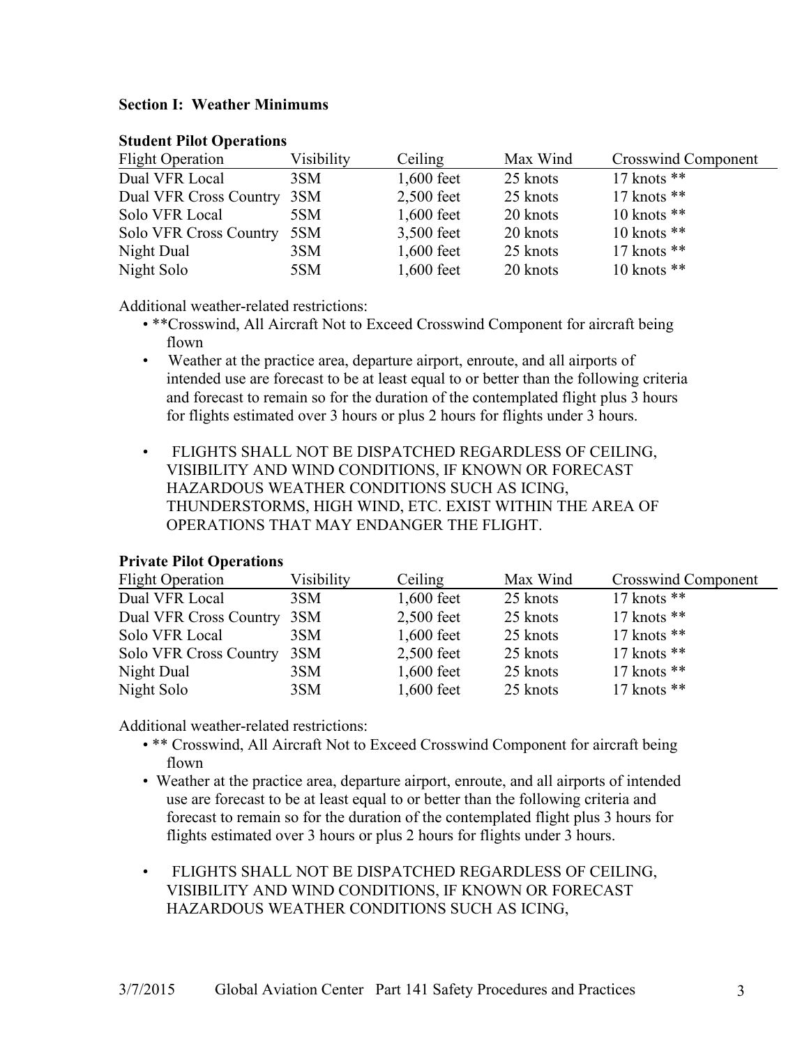**Section I: Weather Minimums**

**Student Pilot Operations**

| Flight Operation | Visibility | Ceiling | Max Wind | Crosswind Component |
|---|---|---|---|---|
| Dual VFR Local | 3SM | 1,600 feet | 25 knots | 17 knots ** |
| Dual VFR Cross Country | 3SM | 2,500 feet | 25 knots | 17 knots ** |
| Solo VFR Local | 5SM | 1,600 feet | 20 knots | 10 knots ** |
| Solo VFR Cross Country | 5SM | 3,500 feet | 20 knots | 10 knots ** |
| Night Dual | 3SM | 1,600 feet | 25 knots | 17 knots ** |
| Night Solo | 5SM | 1,600 feet | 20 knots | 10 knots ** |

Additional weather-related restrictions:

- **Crosswind, All Aircraft Not to Exceed Crosswind Component for aircraft being flown
- Weather at the practice area, departure airport, enroute, and all airports of intended use are forecast to be at least equal to or better than the following criteria and forecast to remain so for the duration of the contemplated flight plus 3 hours for flights estimated over 3 hours or plus 2 hours for flights under 3 hours.
- FLIGHTS SHALL NOT BE DISPATCHED REGARDLESS OF CEILING, VISIBILITY AND WIND CONDITIONS, IF KNOWN OR FORECAST HAZARDOUS WEATHER CONDITIONS SUCH AS ICING, THUNDERSTORMS, HIGH WIND, ETC. EXIST WITHIN THE AREA OF OPERATIONS THAT MAY ENDANGER THE FLIGHT.

**Private Pilot Operations**

| Flight Operation | Visibility | Ceiling | Max Wind | Crosswind Component |
|---|---|---|---|---|
| Dual VFR Local | 3SM | 1,600 feet | 25 knots | 17 knots ** |
| Dual VFR Cross Country | 3SM | 2,500 feet | 25 knots | 17 knots ** |
| Solo VFR Local | 3SM | 1,600 feet | 25 knots | 17 knots ** |
| Solo VFR Cross Country | 3SM | 2,500 feet | 25 knots | 17 knots ** |
| Night Dual | 3SM | 1,600 feet | 25 knots | 17 knots ** |
| Night Solo | 3SM | 1,600 feet | 25 knots | 17 knots ** |

Additional weather-related restrictions:

- ** Crosswind, All Aircraft Not to Exceed Crosswind Component for aircraft being flown
- Weather at the practice area, departure airport, enroute, and all airports of intended use are forecast to be at least equal to or better than the following criteria and forecast to remain so for the duration of the contemplated flight plus 3 hours for flights estimated over 3 hours or plus 2 hours for flights under 3 hours.
- FLIGHTS SHALL NOT BE DISPATCHED REGARDLESS OF CEILING, VISIBILITY AND WIND CONDITIONS, IF KNOWN OR FORECAST HAZARDOUS WEATHER CONDITIONS SUCH AS ICING,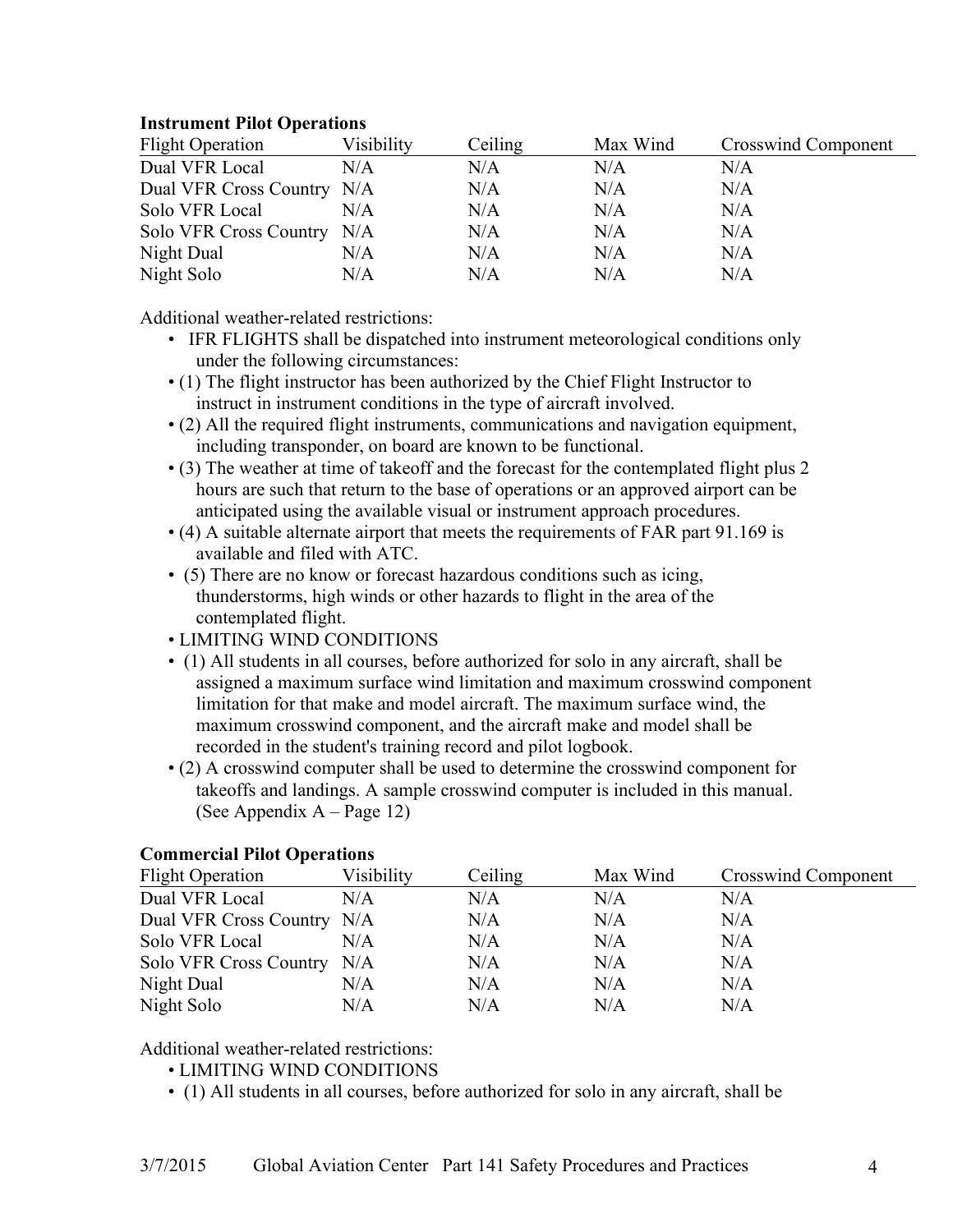**Instrument Pilot Operations**

| Flight Operation | Visibility | Ceiling | Max Wind | Crosswind Component |
|---|---|---|---|---|
| Dual VFR Local | N/A | N/A | N/A | N/A |
| Dual VFR Cross Country | N/A | N/A | N/A | N/A |
| Solo VFR Local | N/A | N/A | N/A | N/A |
| Solo VFR Cross Country | N/A | N/A | N/A | N/A |
| Night Dual | N/A | N/A | N/A | N/A |
| Night Solo | N/A | N/A | N/A | N/A |

Additional weather-related restrictions:

- IFR FLIGHTS shall be dispatched into instrument meteorological conditions only under the following circumstances:
- (1) The flight instructor has been authorized by the Chief Flight Instructor to instruct in instrument conditions in the type of aircraft involved.
- (2) All the required flight instruments, communications and navigation equipment, including transponder, on board are known to be functional.
- (3) The weather at time of takeoff and the forecast for the contemplated flight plus 2 hours are such that return to the base of operations or an approved airport can be anticipated using the available visual or instrument approach procedures.
- (4) A suitable alternate airport that meets the requirements of FAR part 91.169 is available and filed with ATC.
- (5) There are no know or forecast hazardous conditions such as icing, thunderstorms, high winds or other hazards to flight in the area of the contemplated flight.
- LIMITING WIND CONDITIONS
- (1) All students in all courses, before authorized for solo in any aircraft, shall be assigned a maximum surface wind limitation and maximum crosswind component limitation for that make and model aircraft. The maximum surface wind, the maximum crosswind component, and the aircraft make and model shall be recorded in the student's training record and pilot logbook.
- (2) A crosswind computer shall be used to determine the crosswind component for takeoffs and landings. A sample crosswind computer is included in this manual. (See Appendix A – Page 12)

**Commercial Pilot Operations**

| Flight Operation | Visibility | Ceiling | Max Wind | Crosswind Component |
|---|---|---|---|---|
| Dual VFR Local | N/A | N/A | N/A | N/A |
| Dual VFR Cross Country | N/A | N/A | N/A | N/A |
| Solo VFR Local | N/A | N/A | N/A | N/A |
| Solo VFR Cross Country | N/A | N/A | N/A | N/A |
| Night Dual | N/A | N/A | N/A | N/A |
| Night Solo | N/A | N/A | N/A | N/A |

Additional weather-related restrictions:

- LIMITING WIND CONDITIONS
- (1) All students in all courses, before authorized for solo in any aircraft, shall be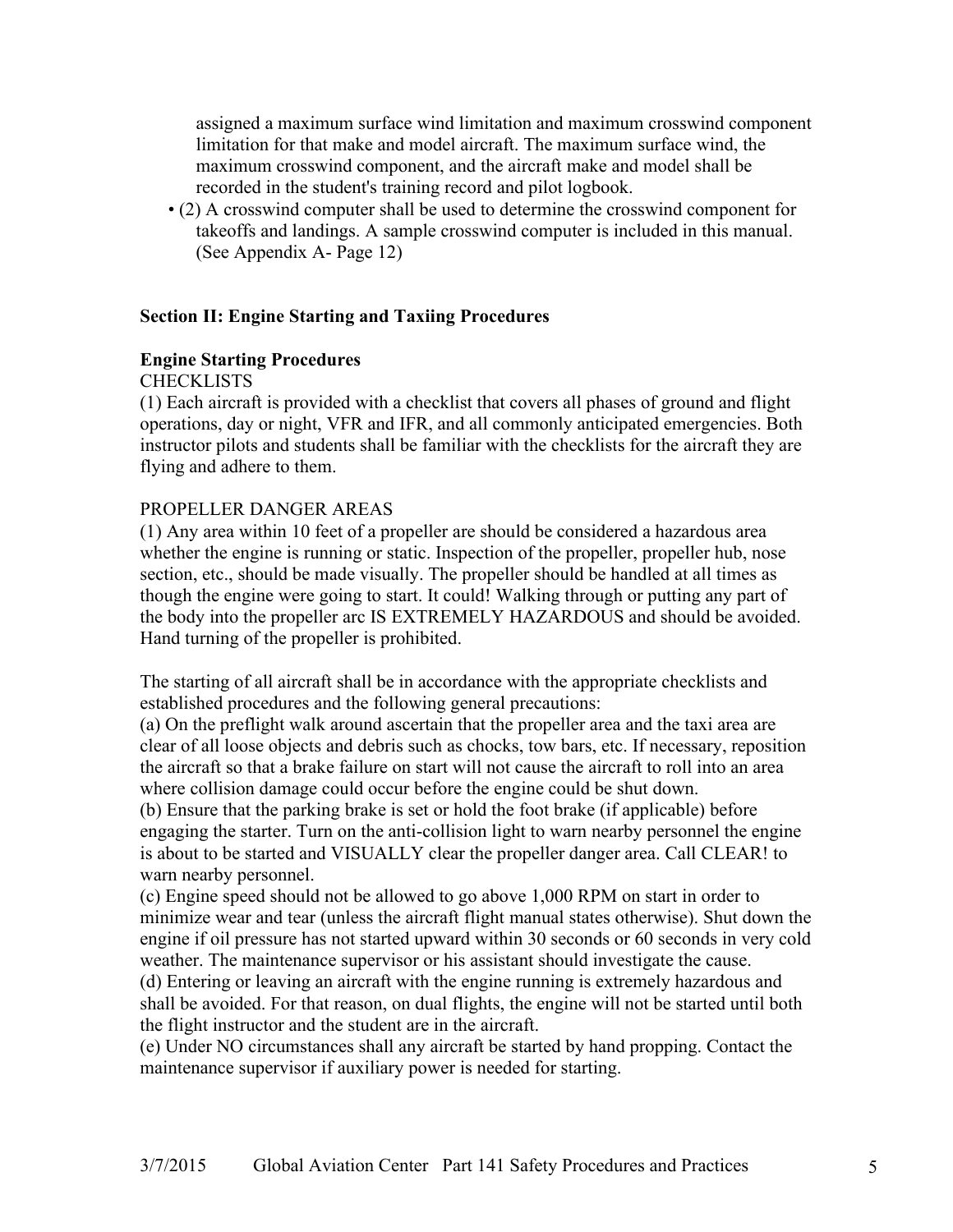assigned a maximum surface wind limitation and maximum crosswind component limitation for that make and model aircraft. The maximum surface wind, the maximum crosswind component, and the aircraft make and model shall be recorded in the student's training record and pilot logbook.

- (2) A crosswind computer shall be used to determine the crosswind component for takeoffs and landings. A sample crosswind computer is included in this manual. (See Appendix A- Page 12)

## Section II: Engine Starting and Taxiing Procedures

### Engine Starting Procedures

CHECKLISTS

(1) Each aircraft is provided with a checklist that covers all phases of ground and flight operations, day or night, VFR and IFR, and all commonly anticipated emergencies. Both instructor pilots and students shall be familiar with the checklists for the aircraft they are flying and adhere to them.

PROPELLER DANGER AREAS

(1) Any area within 10 feet of a propeller are should be considered a hazardous area whether the engine is running or static. Inspection of the propeller, propeller hub, nose section, etc., should be made visually. The propeller should be handled at all times as though the engine were going to start. It could! Walking through or putting any part of the body into the propeller arc IS EXTREMELY HAZARDOUS and should be avoided. Hand turning of the propeller is prohibited.

The starting of all aircraft shall be in accordance with the appropriate checklists and established procedures and the following general precautions:

(a) On the preflight walk around ascertain that the propeller area and the taxi area are clear of all loose objects and debris such as chocks, tow bars, etc. If necessary, reposition the aircraft so that a brake failure on start will not cause the aircraft to roll into an area where collision damage could occur before the engine could be shut down.

(b) Ensure that the parking brake is set or hold the foot brake (if applicable) before engaging the starter. Turn on the anti-collision light to warn nearby personnel the engine is about to be started and VISUALLY clear the propeller danger area. Call CLEAR! to warn nearby personnel.

(c) Engine speed should not be allowed to go above 1,000 RPM on start in order to minimize wear and tear (unless the aircraft flight manual states otherwise). Shut down the engine if oil pressure has not started upward within 30 seconds or 60 seconds in very cold weather. The maintenance supervisor or his assistant should investigate the cause.

(d) Entering or leaving an aircraft with the engine running is extremely hazardous and shall be avoided. For that reason, on dual flights, the engine will not be started until both the flight instructor and the student are in the aircraft.

(e) Under NO circumstances shall any aircraft be started by hand propping. Contact the maintenance supervisor if auxiliary power is needed for starting.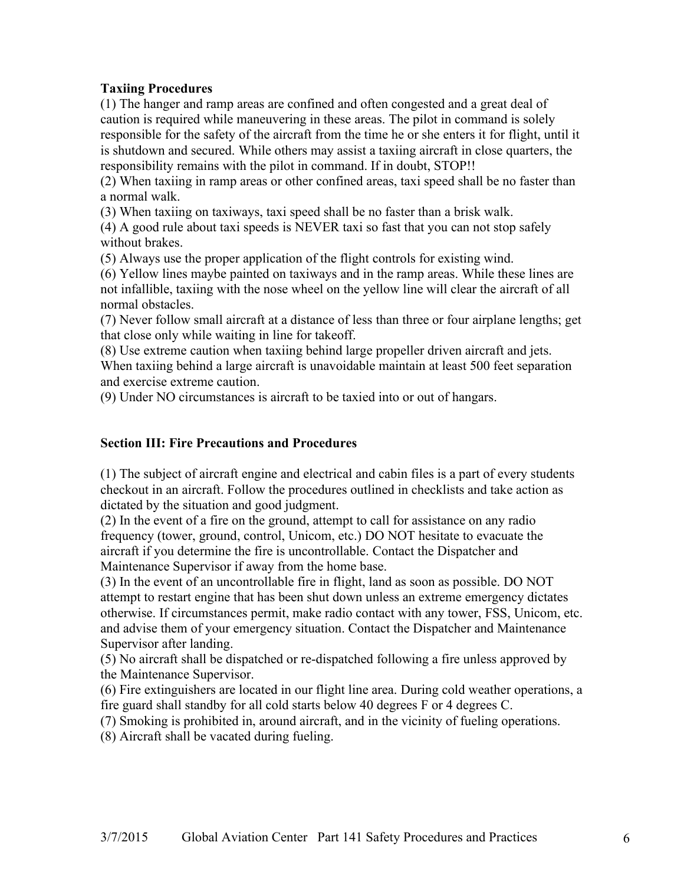**Taxiing Procedures**

(1) The hanger and ramp areas are confined and often congested and a great deal of caution is required while maneuvering in these areas. The pilot in command is solely responsible for the safety of the aircraft from the time he or she enters it for flight, until it is shutdown and secured. While others may assist a taxiing aircraft in close quarters, the responsibility remains with the pilot in command. If in doubt, STOP!!

(2) When taxiing in ramp areas or other confined areas, taxi speed shall be no faster than a normal walk.

(3) When taxiing on taxiways, taxi speed shall be no faster than a brisk walk.

(4) A good rule about taxi speeds is NEVER taxi so fast that you can not stop safely without brakes.

(5) Always use the proper application of the flight controls for existing wind.

(6) Yellow lines maybe painted on taxiways and in the ramp areas. While these lines are not infallible, taxiing with the nose wheel on the yellow line will clear the aircraft of all normal obstacles.

(7) Never follow small aircraft at a distance of less than three or four airplane lengths; get that close only while waiting in line for takeoff.

(8) Use extreme caution when taxiing behind large propeller driven aircraft and jets. When taxiing behind a large aircraft is unavoidable maintain at least 500 feet separation and exercise extreme caution.

(9) Under NO circumstances is aircraft to be taxied into or out of hangars.

**Section III: Fire Precautions and Procedures**

(1) The subject of aircraft engine and electrical and cabin files is a part of every students checkout in an aircraft. Follow the procedures outlined in checklists and take action as dictated by the situation and good judgment.

(2) In the event of a fire on the ground, attempt to call for assistance on any radio frequency (tower, ground, control, Unicom, etc.) DO NOT hesitate to evacuate the aircraft if you determine the fire is uncontrollable. Contact the Dispatcher and Maintenance Supervisor if away from the home base.

(3) In the event of an uncontrollable fire in flight, land as soon as possible. DO NOT attempt to restart engine that has been shut down unless an extreme emergency dictates otherwise. If circumstances permit, make radio contact with any tower, FSS, Unicom, etc. and advise them of your emergency situation. Contact the Dispatcher and Maintenance Supervisor after landing.

(5) No aircraft shall be dispatched or re-dispatched following a fire unless approved by the Maintenance Supervisor.

(6) Fire extinguishers are located in our flight line area. During cold weather operations, a fire guard shall standby for all cold starts below 40 degrees F or 4 degrees C.

(7) Smoking is prohibited in, around aircraft, and in the vicinity of fueling operations.

(8) Aircraft shall be vacated during fueling.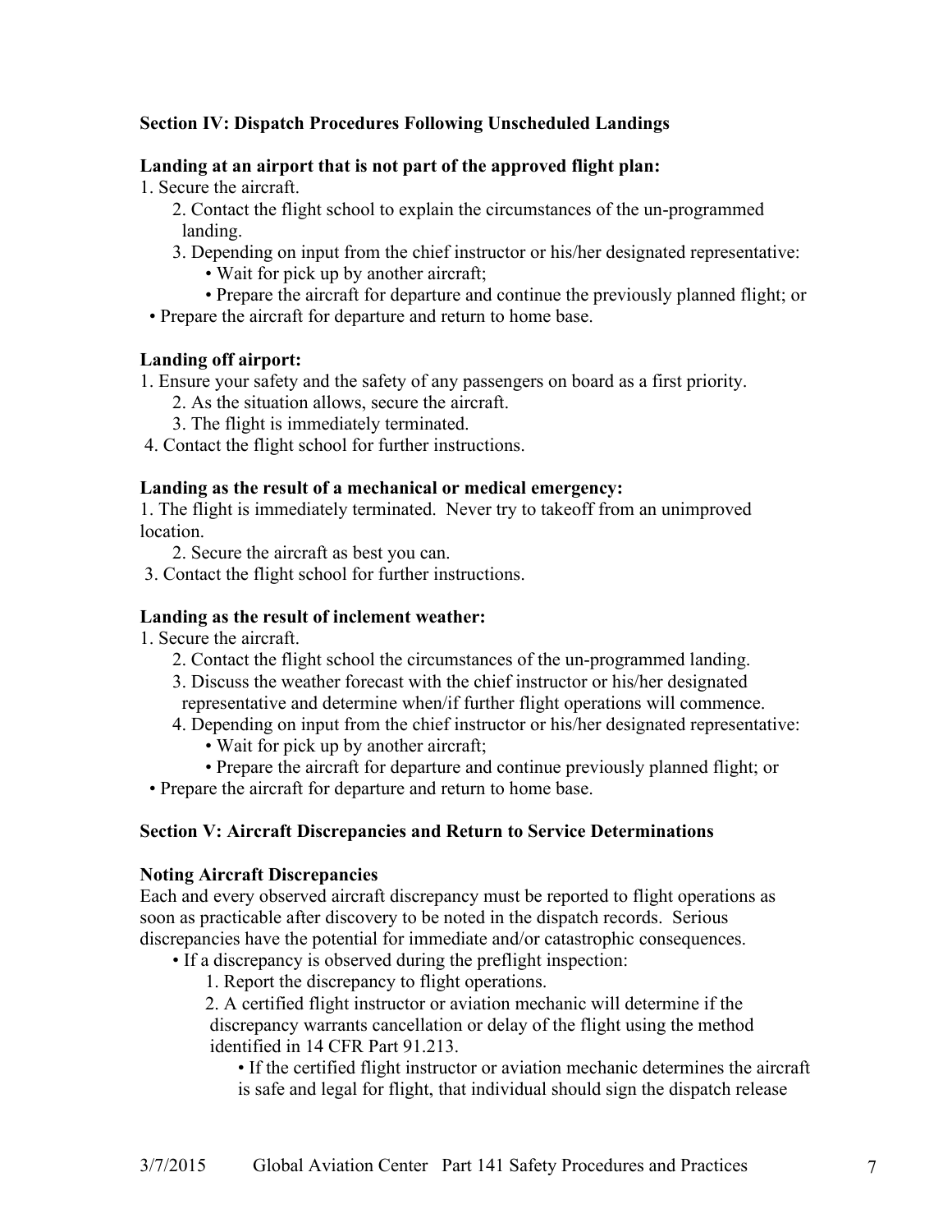**Section IV: Dispatch Procedures Following Unscheduled Landings**

**Landing at an airport that is not part of the approved flight plan:**

1. Secure the aircraft.
2. Contact the flight school to explain the circumstances of the un-programmed landing.
3. Depending on input from the chief instructor or his/her designated representative:
   - Wait for pick up by another aircraft;
   - Prepare the aircraft for departure and continue the previously planned flight; or
   - Prepare the aircraft for departure and return to home base.

**Landing off airport:**

1. Ensure your safety and the safety of any passengers on board as a first priority.
2. As the situation allows, secure the aircraft.
3. The flight is immediately terminated.
4. Contact the flight school for further instructions.

**Landing as the result of a mechanical or medical emergency:**

1. The flight is immediately terminated. Never try to takeoff from an unimproved location.
2. Secure the aircraft as best you can.
3. Contact the flight school for further instructions.

**Landing as the result of inclement weather:**

1. Secure the aircraft.
2. Contact the flight school the circumstances of the un-programmed landing.
3. Discuss the weather forecast with the chief instructor or his/her designated representative and determine when/if further flight operations will commence.
4. Depending on input from the chief instructor or his/her designated representative:
   - Wait for pick up by another aircraft;
   - Prepare the aircraft for departure and continue previously planned flight; or
   - Prepare the aircraft for departure and return to home base.

**Section V: Aircraft Discrepancies and Return to Service Determinations**

**Noting Aircraft Discrepancies**

Each and every observed aircraft discrepancy must be reported to flight operations as soon as practicable after discovery to be noted in the dispatch records. Serious discrepancies have the potential for immediate and/or catastrophic consequences.

- If a discrepancy is observed during the preflight inspection:
  1. Report the discrepancy to flight operations.
  2. A certified flight instructor or aviation mechanic will determine if the discrepancy warrants cancellation or delay of the flight using the method identified in 14 CFR Part 91.213.
     - If the certified flight instructor or aviation mechanic determines the aircraft is safe and legal for flight, that individual should sign the dispatch release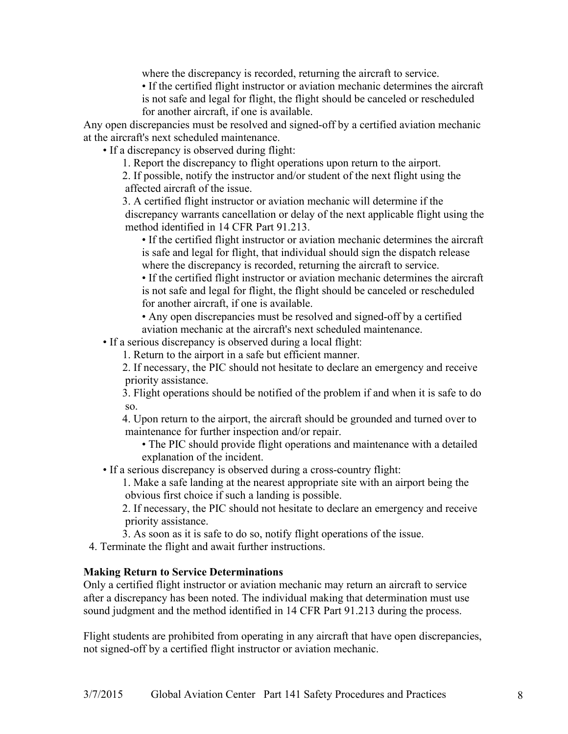where the discrepancy is recorded, returning the aircraft to service.

- If the certified flight instructor or aviation mechanic determines the aircraft is not safe and legal for flight, the flight should be canceled or rescheduled for another aircraft, if one is available.

Any open discrepancies must be resolved and signed-off by a certified aviation mechanic at the aircraft's next scheduled maintenance.

- If a discrepancy is observed during flight:
  1. Report the discrepancy to flight operations upon return to the airport.
  2. If possible, notify the instructor and/or student of the next flight using the affected aircraft of the issue.
  3. A certified flight instructor or aviation mechanic will determine if the discrepancy warrants cancellation or delay of the next applicable flight using the method identified in 14 CFR Part 91.213.
     - If the certified flight instructor or aviation mechanic determines the aircraft is safe and legal for flight, that individual should sign the dispatch release where the discrepancy is recorded, returning the aircraft to service.
     - If the certified flight instructor or aviation mechanic determines the aircraft is not safe and legal for flight, the flight should be canceled or rescheduled for another aircraft, if one is available.
     - Any open discrepancies must be resolved and signed-off by a certified aviation mechanic at the aircraft's next scheduled maintenance.
- If a serious discrepancy is observed during a local flight:
  1. Return to the airport in a safe but efficient manner.
  2. If necessary, the PIC should not hesitate to declare an emergency and receive priority assistance.
  3. Flight operations should be notified of the problem if and when it is safe to do so.
  4. Upon return to the airport, the aircraft should be grounded and turned over to maintenance for further inspection and/or repair.
     - The PIC should provide flight operations and maintenance with a detailed explanation of the incident.
- If a serious discrepancy is observed during a cross-country flight:
  1. Make a safe landing at the nearest appropriate site with an airport being the obvious first choice if such a landing is possible.
  2. If necessary, the PIC should not hesitate to declare an emergency and receive priority assistance.
  3. As soon as it is safe to do so, notify flight operations of the issue.
  4. Terminate the flight and await further instructions.

**Making Return to Service Determinations**

Only a certified flight instructor or aviation mechanic may return an aircraft to service after a discrepancy has been noted. The individual making that determination must use sound judgment and the method identified in 14 CFR Part 91.213 during the process.

Flight students are prohibited from operating in any aircraft that have open discrepancies, not signed-off by a certified flight instructor or aviation mechanic.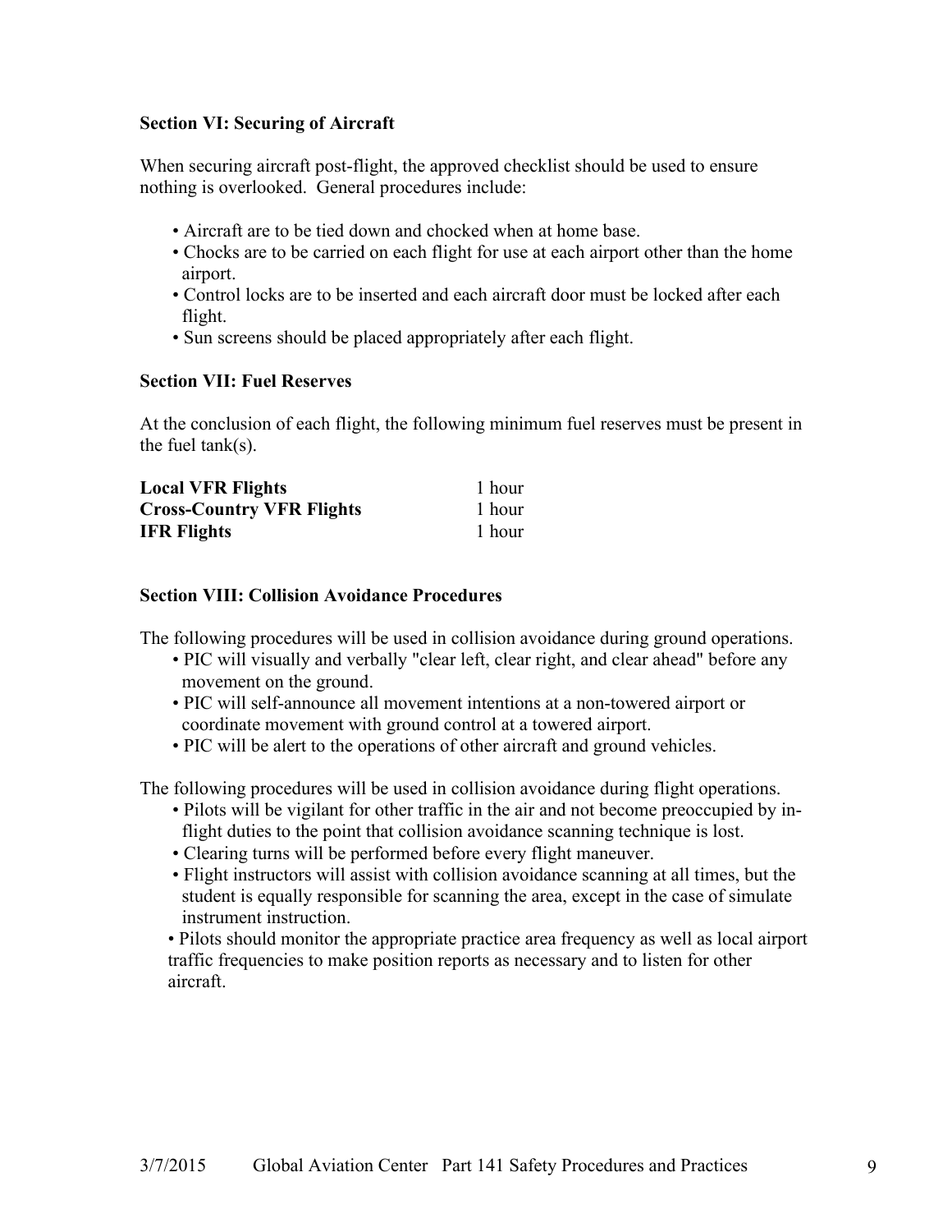**Section VI: Securing of Aircraft**

When securing aircraft post-flight, the approved checklist should be used to ensure nothing is overlooked. General procedures include:

- Aircraft are to be tied down and chocked when at home base.
- Chocks are to be carried on each flight for use at each airport other than the home airport.
- Control locks are to be inserted and each aircraft door must be locked after each flight.
- Sun screens should be placed appropriately after each flight.

**Section VII: Fuel Reserves**

At the conclusion of each flight, the following minimum fuel reserves must be present in the fuel tank(s).

| | |
|---|---|
| **Local VFR Flights** | 1 hour |
| **Cross-Country VFR Flights** | 1 hour |
| **IFR Flights** | 1 hour |

**Section VIII: Collision Avoidance Procedures**

The following procedures will be used in collision avoidance during ground operations.

- PIC will visually and verbally "clear left, clear right, and clear ahead" before any movement on the ground.
- PIC will self-announce all movement intentions at a non-towered airport or coordinate movement with ground control at a towered airport.
- PIC will be alert to the operations of other aircraft and ground vehicles.

The following procedures will be used in collision avoidance during flight operations.

- Pilots will be vigilant for other traffic in the air and not become preoccupied by in-flight duties to the point that collision avoidance scanning technique is lost.
- Clearing turns will be performed before every flight maneuver.
- Flight instructors will assist with collision avoidance scanning at all times, but the student is equally responsible for scanning the area, except in the case of simulate instrument instruction.
- Pilots should monitor the appropriate practice area frequency as well as local airport traffic frequencies to make position reports as necessary and to listen for other aircraft.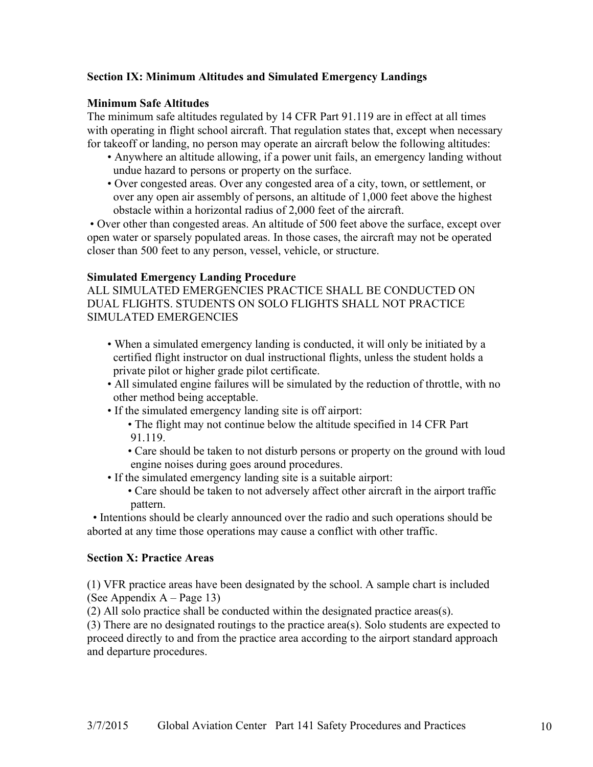**Section IX: Minimum Altitudes and Simulated Emergency Landings**

**Minimum Safe Altitudes**

The minimum safe altitudes regulated by 14 CFR Part 91.119 are in effect at all times with operating in flight school aircraft. That regulation states that, except when necessary for takeoff or landing, no person may operate an aircraft below the following altitudes:

- Anywhere an altitude allowing, if a power unit fails, an emergency landing without undue hazard to persons or property on the surface.
- Over congested areas. Over any congested area of a city, town, or settlement, or over any open air assembly of persons, an altitude of 1,000 feet above the highest obstacle within a horizontal radius of 2,000 feet of the aircraft.
- Over other than congested areas. An altitude of 500 feet above the surface, except over open water or sparsely populated areas. In those cases, the aircraft may not be operated closer than 500 feet to any person, vessel, vehicle, or structure.

**Simulated Emergency Landing Procedure**

ALL SIMULATED EMERGENCIES PRACTICE SHALL BE CONDUCTED ON DUAL FLIGHTS. STUDENTS ON SOLO FLIGHTS SHALL NOT PRACTICE SIMULATED EMERGENCIES

- When a simulated emergency landing is conducted, it will only be initiated by a certified flight instructor on dual instructional flights, unless the student holds a private pilot or higher grade pilot certificate.
- All simulated engine failures will be simulated by the reduction of throttle, with no other method being acceptable.
- If the simulated emergency landing site is off airport:
  - The flight may not continue below the altitude specified in 14 CFR Part 91.119.
  - Care should be taken to not disturb persons or property on the ground with loud engine noises during goes around procedures.
- If the simulated emergency landing site is a suitable airport:
  - Care should be taken to not adversely affect other aircraft in the airport traffic pattern.
- Intentions should be clearly announced over the radio and such operations should be aborted at any time those operations may cause a conflict with other traffic.

**Section X: Practice Areas**

(1) VFR practice areas have been designated by the school. A sample chart is included (See Appendix A – Page 13)

(2) All solo practice shall be conducted within the designated practice areas(s).

(3) There are no designated routings to the practice area(s). Solo students are expected to proceed directly to and from the practice area according to the airport standard approach and departure procedures.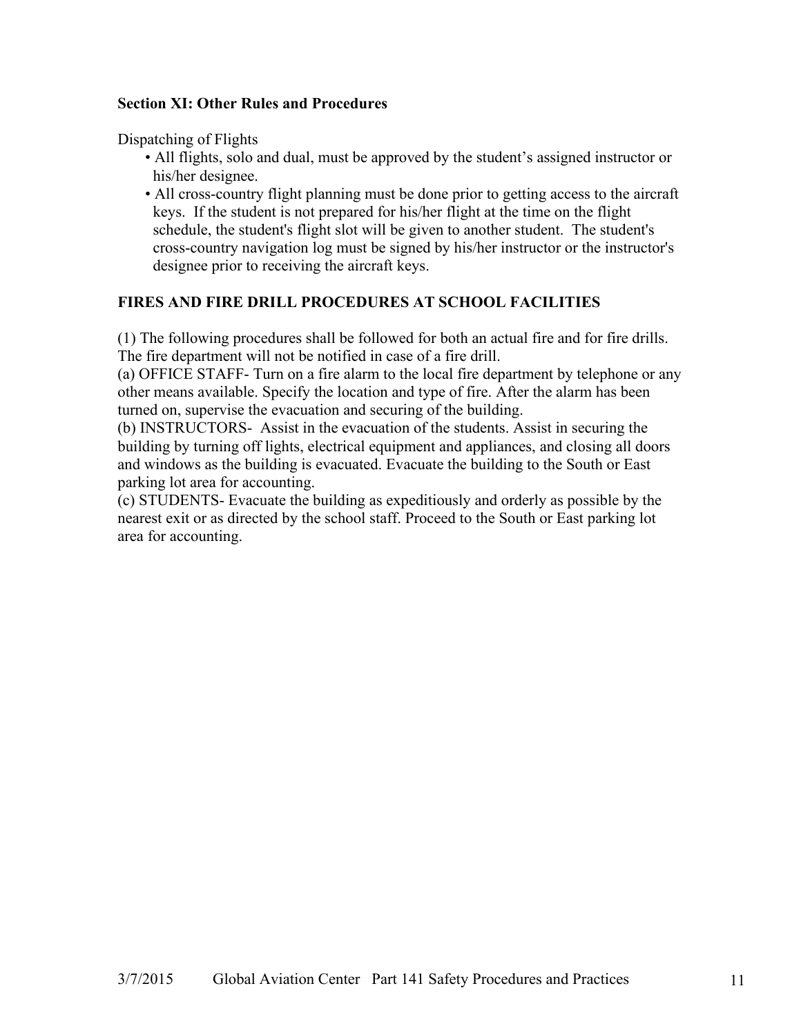**Section XI: Other Rules and Procedures**

Dispatching of Flights

- All flights, solo and dual, must be approved by the student's assigned instructor or his/her designee.
- All cross-country flight planning must be done prior to getting access to the aircraft keys. If the student is not prepared for his/her flight at the time on the flight schedule, the student's flight slot will be given to another student. The student's cross-country navigation log must be signed by his/her instructor or the instructor's designee prior to receiving the aircraft keys.

**FIRES AND FIRE DRILL PROCEDURES AT SCHOOL FACILITIES**

(1) The following procedures shall be followed for both an actual fire and for fire drills. The fire department will not be notified in case of a fire drill.
(a) OFFICE STAFF- Turn on a fire alarm to the local fire department by telephone or any other means available. Specify the location and type of fire. After the alarm has been turned on, supervise the evacuation and securing of the building.
(b) INSTRUCTORS- Assist in the evacuation of the students. Assist in securing the building by turning off lights, electrical equipment and appliances, and closing all doors and windows as the building is evacuated. Evacuate the building to the South or East parking lot area for accounting.
(c) STUDENTS- Evacuate the building as expeditiously and orderly as possible by the nearest exit or as directed by the school staff. Proceed to the South or East parking lot area for accounting.